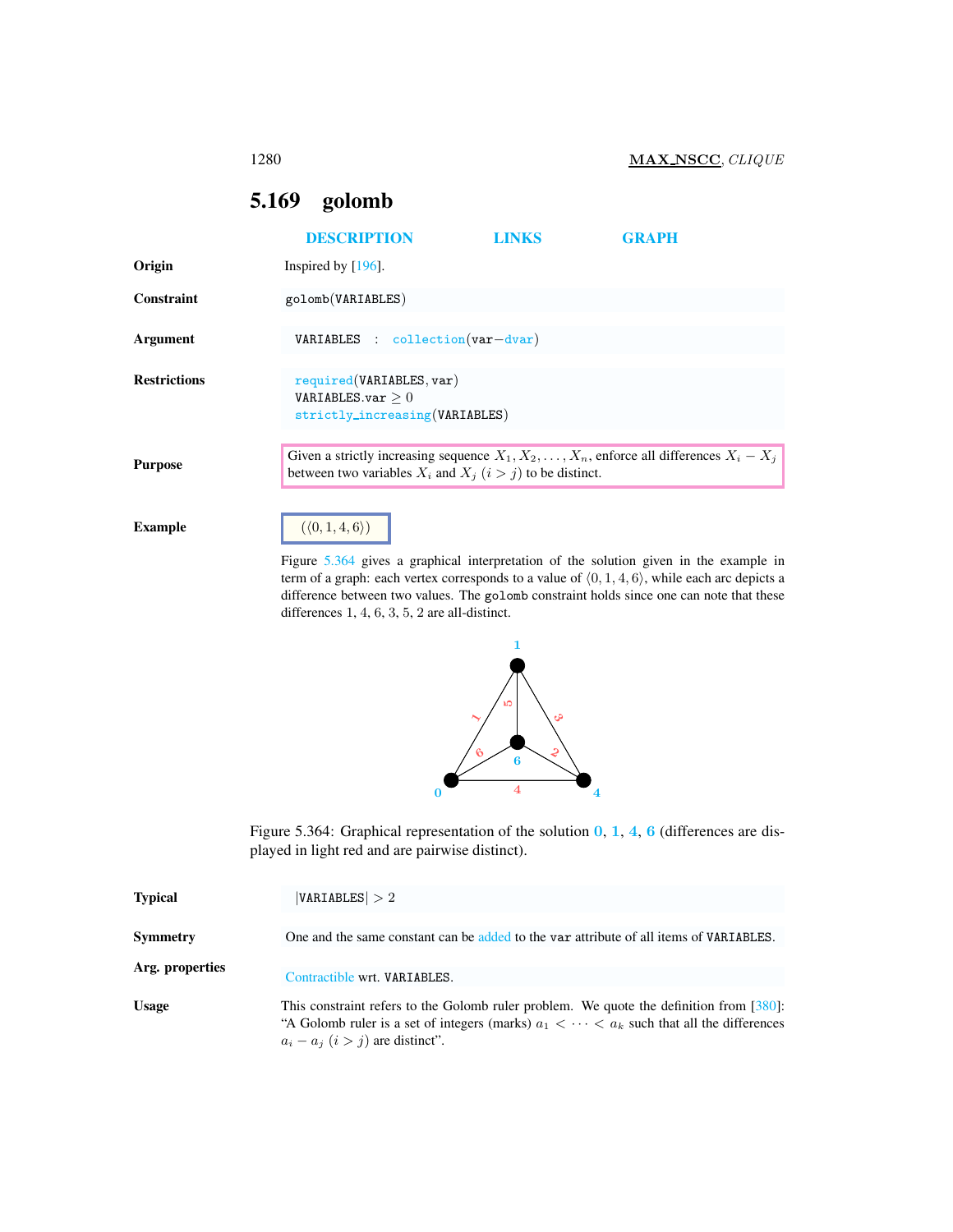## 5.169 golomb

DESCRIPTION LINKS GRAPH

**Origin**

Inspired by [196].

**Constraint**

golomb(VARIABLES)

**Argument**

VARIABLES : collection(var−dvar)

**Restrictions**

required(VARIABLES, var)
VARIABLES.var $\geq 0$
strictly_increasing(VARIABLES)

**Purpose**

Given a strictly increasing sequence $X_1, X_2, \ldots, X_n$, enforce all differences $X_i - X_j$ between two variables $X_i$ and $X_j$ $(i > j)$ to be distinct.

**Example**

$(\langle 0, 1, 4, 6 \rangle)$

Figure 5.364 gives a graphical interpretation of the solution given in the example in term of a graph: each vertex corresponds to a value of $\langle 0, 1, 4, 6 \rangle$, while each arc depicts a difference between two values. The golomb constraint holds since one can note that these differences 1, 4, 6, 3, 5, 2 are all-distinct.

Figure 5.364: Graphical representation of the solution 0, 1, 4, 6 (differences are displayed in light red and are pairwise distinct).

**Typical**

$|\text{VARIABLES}| > 2$

**Symmetry**

One and the same constant can be added to the var attribute of all items of VARIABLES.

**Arg. properties**

Contractible wrt. VARIABLES.

**Usage**

This constraint refers to the Golomb ruler problem. We quote the definition from [380]: "A Golomb ruler is a set of integers (marks) $a_1 < \cdots < a_k$ such that all the differences $a_i - a_j$ $(i > j)$ are distinct".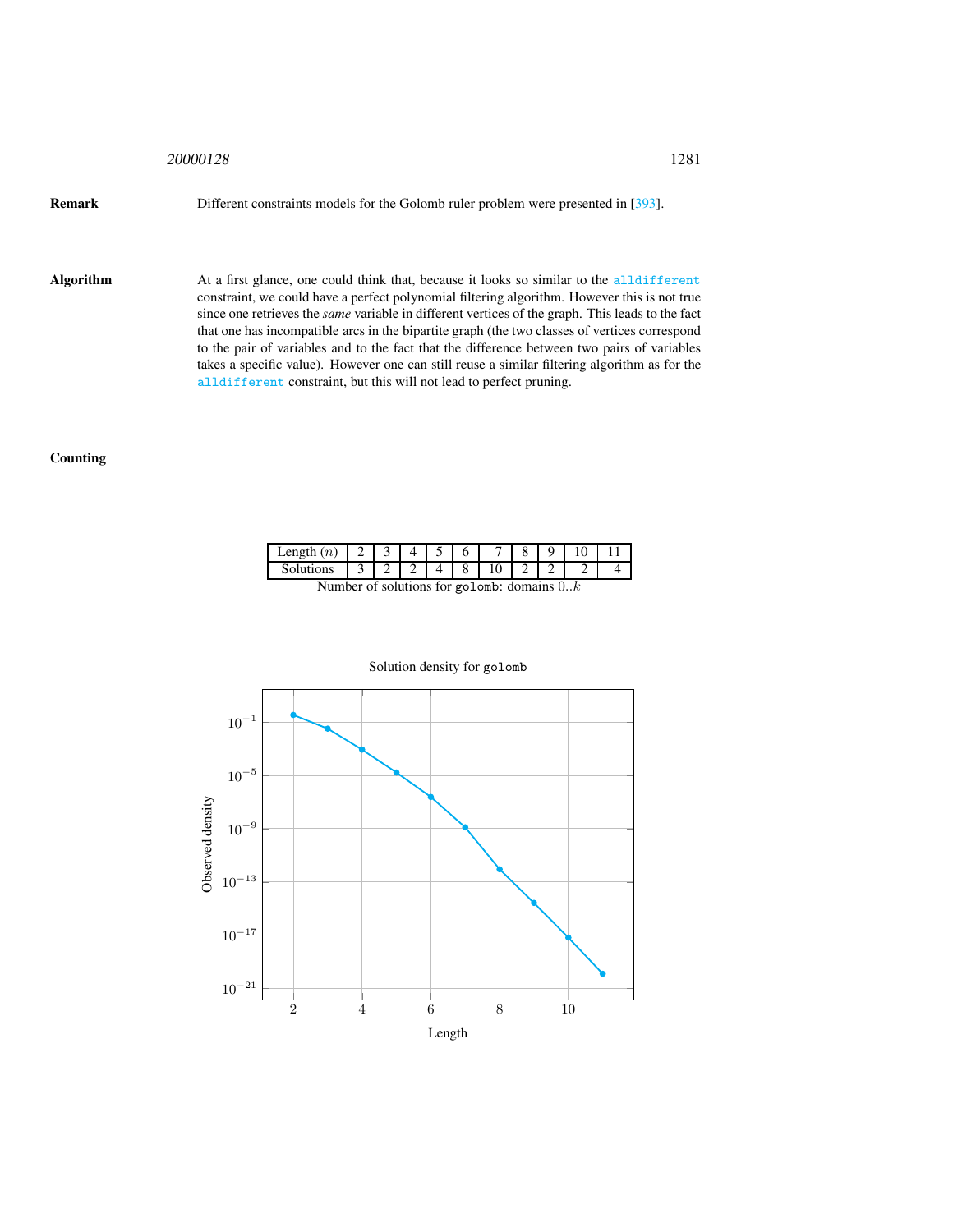**Remark**

Different constraints models for the Golomb ruler problem were presented in [393].

**Algorithm**

At a first glance, one could think that, because it looks so similar to the `alldifferent` constraint, we could have a perfect polynomial filtering algorithm. However this is not true since one retrieves the *same* variable in different vertices of the graph. This leads to the fact that one has incompatible arcs in the bipartite graph (the two classes of vertices correspond to the pair of variables and to the fact that the difference between two pairs of variables takes a specific value). However one can still reuse a similar filtering algorithm as for the `alldifferent` constraint, but this will not lead to perfect pruning.

**Counting**

| Length ($n$) | 2 | 3 | 4 | 5 | 6 | 7 | 8 | 9 | 10 | 11 |
|---|---|---|---|---|---|---|---|---|---|---|
| Solutions | 3 | 2 | 2 | 4 | 8 | 10 | 2 | 2 | 2 | 4 |

Number of solutions for `golomb`: domains $0..k$

Solution density for `golomb`

| Length | 2 | 3 | 4 | 5 | 6 | 7 | 8 | 9 | 10 | 11 |
|---|---|---|---|---|---|---|---|---|---|---|

(Plot: Observed density, log scale from $10^{-21}$ to $10^{-1}$, versus Length)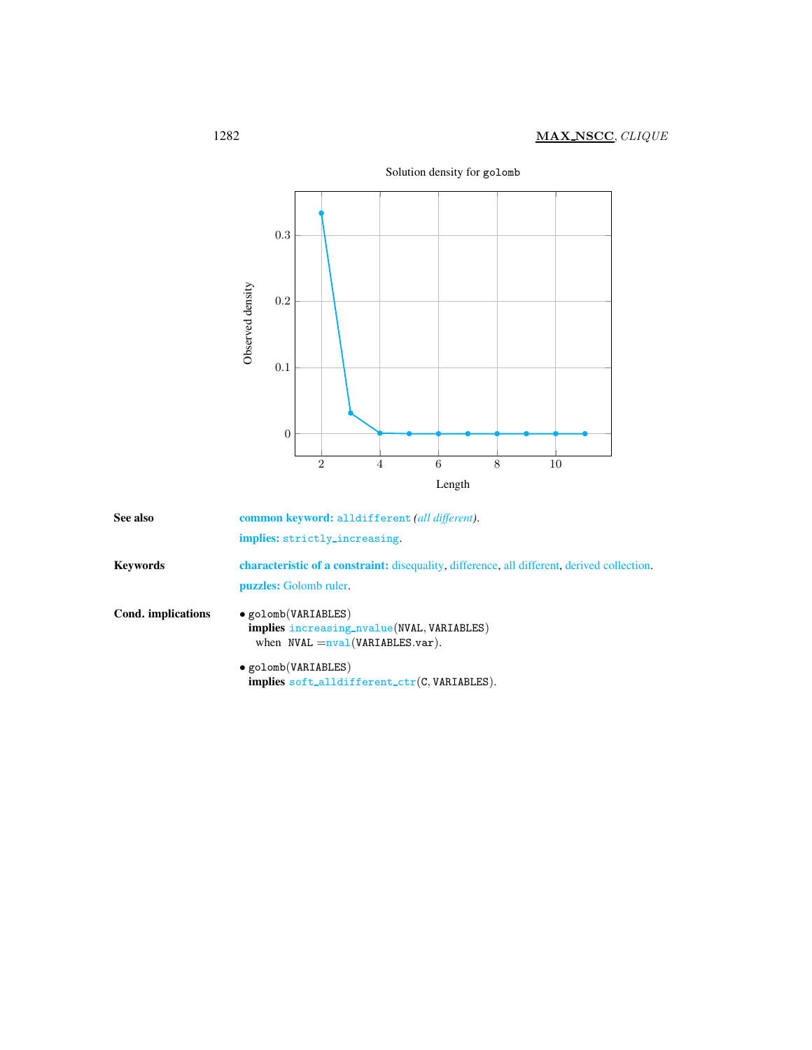Solution density for golomb

See also

**common keyword:** alldifferent *(all different)*.

**implies:** strictly_increasing.

Keywords

**characteristic of a constraint:** disequality, difference, all different, derived collection.

**puzzles:** Golomb ruler.

Cond. implications

- golomb(VARIABLES)
  **implies** increasing_nvalue(NVAL, VARIABLES)
  when NVAL = nval(VARIABLES.var).

- golomb(VARIABLES)
  **implies** soft_alldifferent_ctr(C, VARIABLES).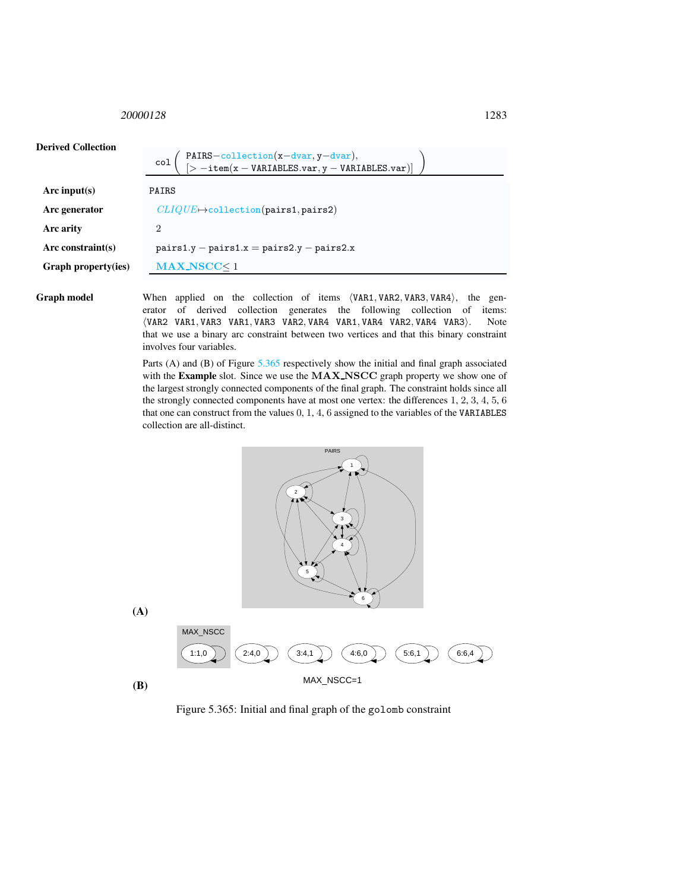**Derived Collection**

$$\texttt{col}\left(\begin{array}{l}\texttt{PAIRS}-\texttt{collection}(\texttt{x}-\texttt{dvar},\texttt{y}-\texttt{dvar}),\\ [>-\texttt{item}(\texttt{x}-\texttt{VARIABLES.var},\texttt{y}-\texttt{VARIABLES.var})]\end{array}\right)$$

| | |
|---|---|
| **Arc input(s)** | PAIRS |
| **Arc generator** | *CLIQUE*↦collection(pairs1, pairs2) |
| **Arc arity** | 2 |
| **Arc constraint(s)** | pairs1.y − pairs1.x = pairs2.y − pairs2.x |
| **Graph property(ies)** | **MAX_NSCC** ≤ 1 |

**Graph model**

When applied on the collection of items ⟨VAR1, VAR2, VAR3, VAR4⟩, the generator of derived collection generates the following collection of items: ⟨VAR2 VAR1, VAR3 VAR1, VAR3 VAR2, VAR4 VAR1, VAR4 VAR2, VAR4 VAR3⟩. Note that we use a binary arc constraint between two vertices and that this binary constraint involves four variables.

Parts (A) and (B) of Figure 5.365 respectively show the initial and final graph associated with the **Example** slot. Since we use the **MAX_NSCC** graph property we show one of the largest strongly connected components of the final graph. The constraint holds since all the strongly connected components have at most one vertex: the differences 1, 2, 3, 4, 5, 6 that one can construct from the values 0, 1, 4, 6 assigned to the variables of the VARIABLES collection are all-distinct.

PAIRS

1
2
3
4
5
6

**(A)**

MAX_NSCC

1:1,0
2:4,0
3:4,1
4:6,0
5:6,1
6:6,4

MAX_NSCC=1

**(B)**

Figure 5.365: Initial and final graph of the golomb constraint